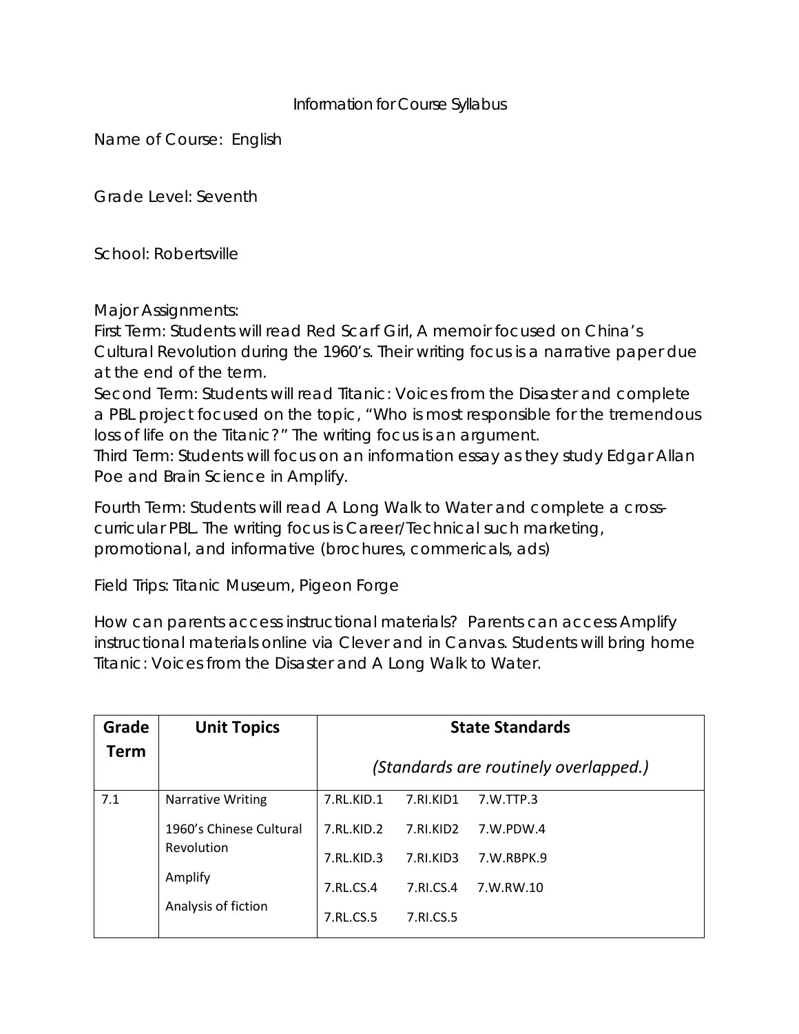Information for Course Syllabus

Name of Course: English

Grade Level: Seventh

School: Robertsville

Major Assignments:

First Term: Students will read Red Scarf Girl, A memoir focused on China's Cultural Revolution during the 1960's. Their writing focus is a narrative paper due at the end of the term.

Second Term: Students will read Titanic: Voices from the Disaster and complete a PBL project focused on the topic, "Who is most responsible for the tremendous loss of life on the Titanic?" The writing focus is an argument.

Third Term: Students will focus on an information essay as they study Edgar Allan Poe and Brain Science in Amplify.

Fourth Term: Students will read A Long Walk to Water and complete a cross-curricular PBL. The writing focus is Career/Technical such marketing, promotional, and informative (brochures, commericals, ads)

Field Trips: Titanic Museum, Pigeon Forge

How can parents access instructional materials? Parents can access Amplify instructional materials online via Clever and in Canvas. Students will bring home Titanic: Voices from the Disaster and A Long Walk to Water.

| Grade Term | Unit Topics | State Standards *(Standards are routinely overlapped.)* | | |
|---|---|---|---|---|
| 7.1 | Narrative Writing | 7.RL.KID.1 | 7.RI.KID1 | 7.W.TTP.3 |
| | 1960's Chinese Cultural Revolution | 7.RL.KID.2 | 7.RI.KID2 | 7.W.PDW.4 |
| | | 7.RL.KID.3 | 7.RI.KID3 | 7.W.RBPK.9 |
| | Amplify | 7.RL.CS.4 | 7.RI.CS.4 | 7.W.RW.10 |
| | Analysis of fiction | 7.RL.CS.5 | 7.RI.CS.5 | |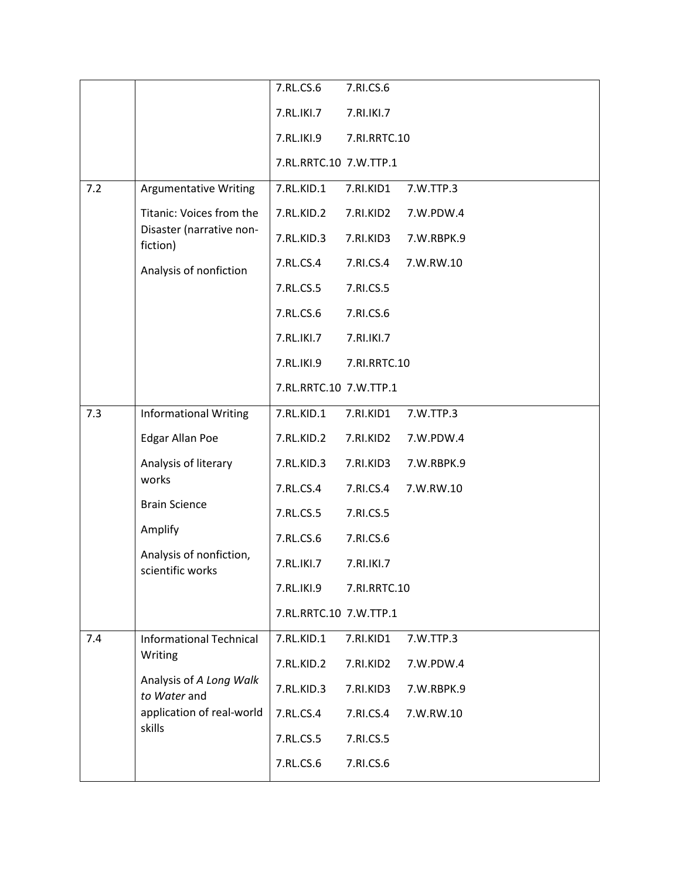| | | |
|---|---|---|
| | | 7.RL.CS.6 7.RI.CS.6<br>7.RL.IKI.7 7.RI.IKI.7<br>7.RL.IKI.9 7.RI.RRTC.10<br>7.RL.RRTC.10 7.W.TTP.1 |
| 7.2 | Argumentative Writing<br>Titanic: Voices from the Disaster (narrative non-fiction)<br>Analysis of nonfiction | 7.RL.KID.1 7.RI.KID1 7.W.TTP.3<br>7.RL.KID.2 7.RI.KID2 7.W.PDW.4<br>7.RL.KID.3 7.RI.KID3 7.W.RBPK.9<br>7.RL.CS.4 7.RI.CS.4 7.W.RW.10<br>7.RL.CS.5 7.RI.CS.5<br>7.RL.CS.6 7.RI.CS.6<br>7.RL.IKI.7 7.RI.IKI.7<br>7.RL.IKI.9 7.RI.RRTC.10<br>7.RL.RRTC.10 7.W.TTP.1 |
| 7.3 | Informational Writing<br>Edgar Allan Poe<br>Analysis of literary works<br>Brain Science<br>Amplify<br>Analysis of nonfiction, scientific works | 7.RL.KID.1 7.RI.KID1 7.W.TTP.3<br>7.RL.KID.2 7.RI.KID2 7.W.PDW.4<br>7.RL.KID.3 7.RI.KID3 7.W.RBPK.9<br>7.RL.CS.4 7.RI.CS.4 7.W.RW.10<br>7.RL.CS.5 7.RI.CS.5<br>7.RL.CS.6 7.RI.CS.6<br>7.RL.IKI.7 7.RI.IKI.7<br>7.RL.IKI.9 7.RI.RRTC.10<br>7.RL.RRTC.10 7.W.TTP.1 |
| 7.4 | Informational Technical Writing<br>Analysis of *A Long Walk to Water* and application of real-world skills | 7.RL.KID.1 7.RI.KID1 7.W.TTP.3<br>7.RL.KID.2 7.RI.KID2 7.W.PDW.4<br>7.RL.KID.3 7.RI.KID3 7.W.RBPK.9<br>7.RL.CS.4 7.RI.CS.4 7.W.RW.10<br>7.RL.CS.5 7.RI.CS.5<br>7.RL.CS.6 7.RI.CS.6 |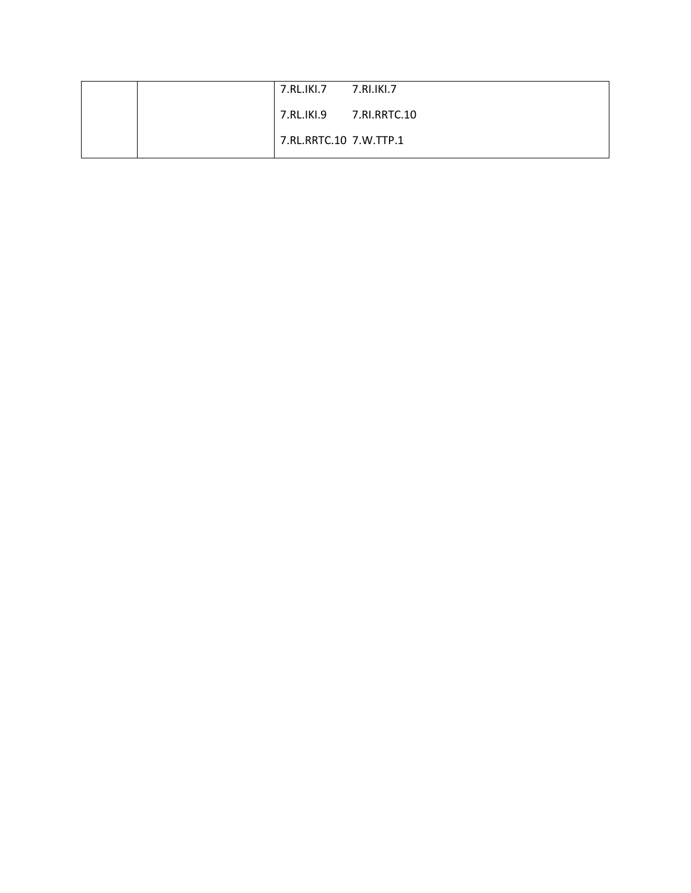| | | | |
|---|---|---|---|
| | | 7.RL.IKI.7 | 7.RI.IKI.7 |
| | | 7.RL.IKI.9 | 7.RI.RRTC.10 |
| | | 7.RL.RRTC.10 | 7.W.TTP.1 |